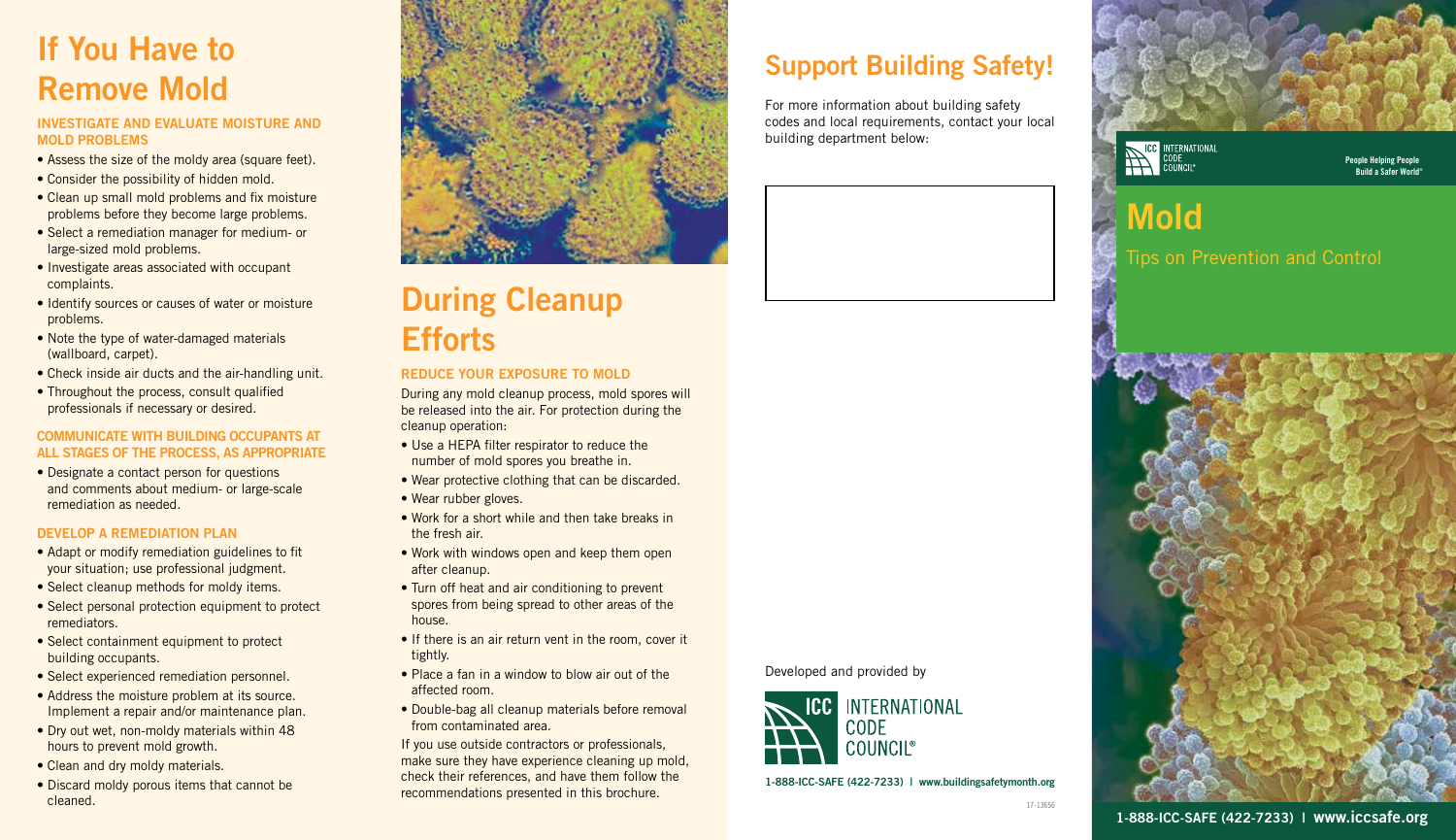# If You Have to Remove Mold

### INVESTIGATE AND EVALUATE MOISTURE AND MOLD PROBLEMS

- Assess the size of the moldy area (square feet).
- Consider the possibility of hidden mold.
- Clean up small mold problems and fix moisture problems before they become large problems.
- Select a remediation manager for medium- or large-sized mold problems.
- Investigate areas associated with occupant complaints.
- Identify sources or causes of water or moisture problems.
- Note the type of water-damaged materials (wallboard, carpet).
- Check inside air ducts and the air-handling unit.
- Throughout the process, consult qualified professionals if necessary or desired.

### COMMUNICATE WITH BUILDING OCCUPANTS AT ALL STAGES OF THE PROCESS, AS APPROPRIATE

- Designate a contact person for questions and comments about medium- or large-scale remediation as needed.

### DEVELOP A REMEDIATION PLAN

- Adapt or modify remediation guidelines to fit your situation; use professional judgment.
- Select cleanup methods for moldy items.
- Select personal protection equipment to protect remediators.
- Select containment equipment to protect building occupants.
- Select experienced remediation personnel.
- Address the moisture problem at its source. Implement a repair and/or maintenance plan.
- Dry out wet, non-moldy materials within 48 hours to prevent mold growth.
- Clean and dry moldy materials.
- Discard moldy porous items that cannot be cleaned.

# During Cleanup Efforts

### REDUCE YOUR EXPOSURE TO MOLD

During any mold cleanup process, mold spores will be released into the air. For protection during the cleanup operation:

- Use a HEPA filter respirator to reduce the number of mold spores you breathe in.
- Wear protective clothing that can be discarded.
- Wear rubber gloves.
- Work for a short while and then take breaks in the fresh air.
- Work with windows open and keep them open after cleanup.
- Turn off heat and air conditioning to prevent spores from being spread to other areas of the house.
- If there is an air return vent in the room, cover it tightly.
- Place a fan in a window to blow air out of the affected room.
- Double-bag all cleanup materials before removal from contaminated area.

If you use outside contractors or professionals, make sure they have experience cleaning up mold, check their references, and have them follow the recommendations presented in this brochure.

# Support Building Safety!

For more information about building safety codes and local requirements, contact your local building department below:

Developed and provided by

ICC INTERNATIONAL CODE COUNCIL®

1-888-ICC-SAFE (422-7233) | www.buildingsafetymonth.org

17-13656

ICC INTERNATIONAL CODE COUNCIL®

People Helping People Build a Safer World®

# Mold

## Tips on Prevention and Control

1-888-ICC-SAFE (422-7233) | www.iccsafe.org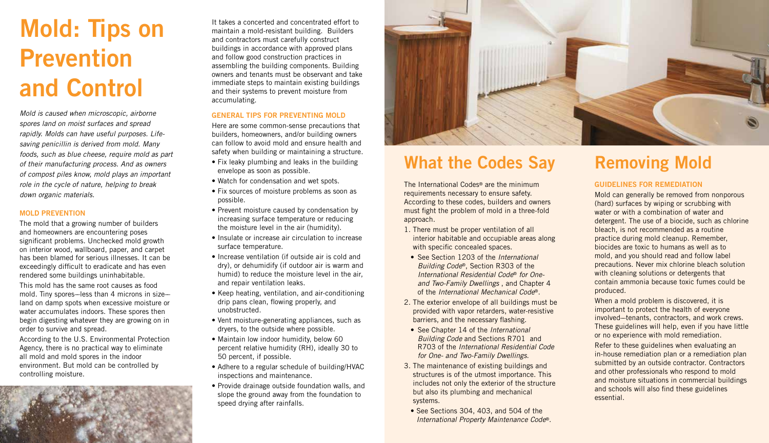# Mold: Tips on Prevention and Control

*Mold is caused when microscopic, airborne spores land on moist surfaces and spread rapidly. Molds can have useful purposes. Life-saving penicillin is derived from mold. Many foods, such as blue cheese, require mold as part of their manufacturing process. And as owners of compost piles know, mold plays an important role in the cycle of nature, helping to break down organic materials.*

### MOLD PREVENTION

The mold that a growing number of builders and homeowners are encountering poses significant problems. Unchecked mold growth on interior wood, wallboard, paper, and carpet has been blamed for serious illnesses. It can be exceedingly difficult to eradicate and has even rendered some buildings uninhabitable.

This mold has the same root causes as food mold. Tiny spores—less than 4 microns in size—land on damp spots when excessive moisture or water accumulates indoors. These spores then begin digesting whatever they are growing on in order to survive and spread.

According to the U.S. Environmental Protection Agency, there is no practical way to eliminate all mold and mold spores in the indoor environment. But mold can be controlled by controlling moisture.

It takes a concerted and concentrated effort to maintain a mold-resistant building. Builders and contractors must carefully construct buildings in accordance with approved plans and follow good construction practices in assembling the building components. Building owners and tenants must be observant and take immediate steps to maintain existing buildings and their systems to prevent moisture from accumulating.

### GENERAL TIPS FOR PREVENTING MOLD

Here are some common-sense precautions that builders, homeowners, and/or building owners can follow to avoid mold and ensure health and safety when building or maintaining a structure.

- Fix leaky plumbing and leaks in the building envelope as soon as possible.
- Watch for condensation and wet spots.
- Fix sources of moisture problems as soon as possible.
- Prevent moisture caused by condensation by increasing surface temperature or reducing the moisture level in the air (humidity).
- Insulate or increase air circulation to increase surface temperature.
- Increase ventilation (if outside air is cold and dry), or dehumidify (if outdoor air is warm and humid) to reduce the moisture level in the air, and repair ventilation leaks.
- Keep heating, ventilation, and air-conditioning drip pans clean, flowing properly, and unobstructed.
- Vent moisture-generating appliances, such as dryers, to the outside where possible.
- Maintain low indoor humidity, below 60 percent relative humidity (RH), ideally 30 to 50 percent, if possible.
- Adhere to a regular schedule of building/HVAC inspections and maintenance.
- Provide drainage outside foundation walls, and slope the ground away from the foundation to speed drying after rainfalls.

## What the Codes Say

The International Codes® are the minimum requirements necessary to ensure safety. According to these codes, builders and owners must fight the problem of mold in a three-fold approach.

1. There must be proper ventilation of all interior habitable and occupiable areas along with specific concealed spaces.
   - See Section 1203 of the *International Building Code*®, Section R303 of the *International Residential Code® for One- and Two-Family Dwellings* , and Chapter 4 of the *International Mechanical Code*®.
2. The exterior envelope of all buildings must be provided with vapor retarders, water-resistive barriers, and the necessary flashing.
   - See Chapter 14 of the *International Building Code* and Sections R701 and R703 of the *International Residential Code for One- and Two-Family Dwellings.*
3. The maintenance of existing buildings and structures is of the utmost importance. This includes not only the exterior of the structure but also its plumbing and mechanical systems.
   - See Sections 304, 403, and 504 of the *International Property Maintenance Code*®.

## Removing Mold

### GUIDELINES FOR REMEDIATION

Mold can generally be removed from nonporous (hard) surfaces by wiping or scrubbing with water or with a combination of water and detergent. The use of a biocide, such as chlorine bleach, is not recommended as a routine practice during mold cleanup. Remember, biocides are toxic to humans as well as to mold, and you should read and follow label precautions. Never mix chlorine bleach solution with cleaning solutions or detergents that contain ammonia because toxic fumes could be produced.

When a mold problem is discovered, it is important to protect the health of everyone involved—tenants, contractors, and work crews. These guidelines will help, even if you have little or no experience with mold remediation.

Refer to these guidelines when evaluating an in-house remediation plan or a remediation plan submitted by an outside contractor. Contractors and other professionals who respond to mold and moisture situations in commercial buildings and schools will also find these guidelines essential.